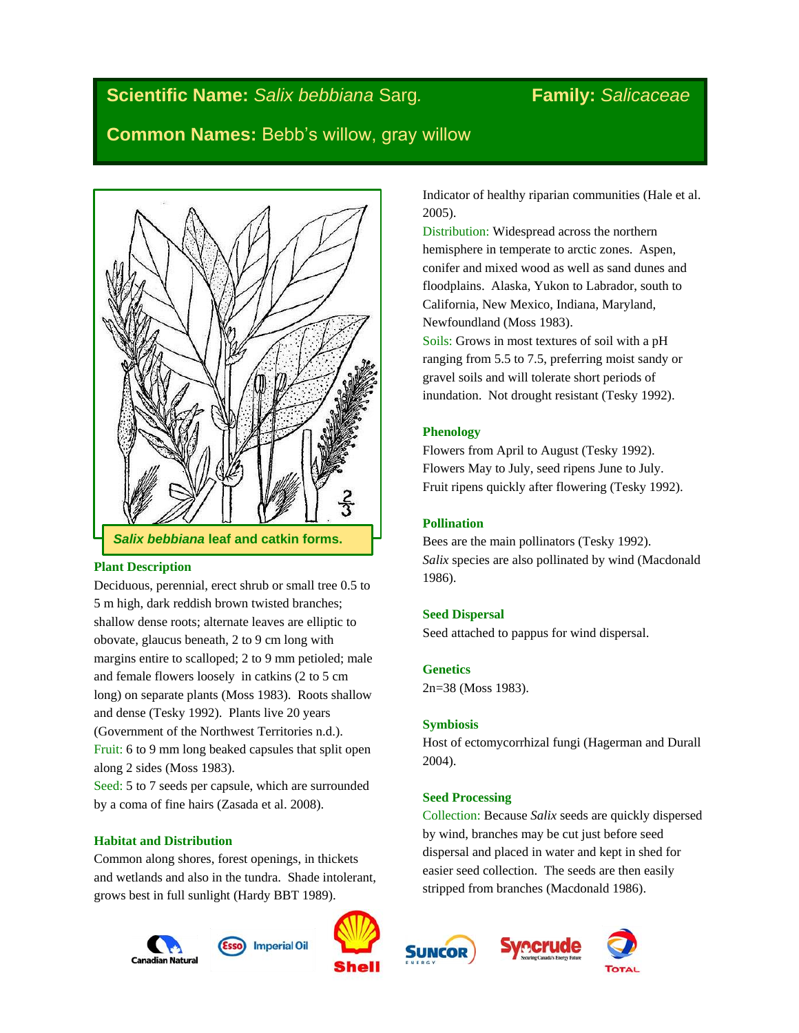# Scientific Name: *Salix bebbiana* Sarg. Family: *Salicaceae*

## Common Names: Bebb's willow, gray willow

***Salix bebbiana*** **leaf and catkin forms.**

### Plant Description

Deciduous, perennial, erect shrub or small tree 0.5 to 5 m high, dark reddish brown twisted branches; shallow dense roots; alternate leaves are elliptic to obovate, glaucus beneath, 2 to 9 cm long with margins entire to scalloped; 2 to 9 mm petioled; male and female flowers loosely in catkins (2 to 5 cm long) on separate plants (Moss 1983). Roots shallow and dense (Tesky 1992). Plants live 20 years (Government of the Northwest Territories n.d.).

Fruit: 6 to 9 mm long beaked capsules that split open along 2 sides (Moss 1983).

Seed: 5 to 7 seeds per capsule, which are surrounded by a coma of fine hairs (Zasada et al. 2008).

### Habitat and Distribution

Common along shores, forest openings, in thickets and wetlands and also in the tundra. Shade intolerant, grows best in full sunlight (Hardy BBT 1989). Indicator of healthy riparian communities (Hale et al. 2005).

Distribution: Widespread across the northern hemisphere in temperate to arctic zones. Aspen, conifer and mixed wood as well as sand dunes and floodplains. Alaska, Yukon to Labrador, south to California, New Mexico, Indiana, Maryland, Newfoundland (Moss 1983).

Soils: Grows in most textures of soil with a pH ranging from 5.5 to 7.5, preferring moist sandy or gravel soils and will tolerate short periods of inundation. Not drought resistant (Tesky 1992).

### Phenology

Flowers from April to August (Tesky 1992). Flowers May to July, seed ripens June to July. Fruit ripens quickly after flowering (Tesky 1992).

### Pollination

Bees are the main pollinators (Tesky 1992). *Salix* species are also pollinated by wind (Macdonald 1986).

### Seed Dispersal

Seed attached to pappus for wind dispersal.

### Genetics

2n=38 (Moss 1983).

### Symbiosis

Host of ectomycorrhizal fungi (Hagerman and Durall 2004).

### Seed Processing

Collection: Because *Salix* seeds are quickly dispersed by wind, branches may be cut just before seed dispersal and placed in water and kept in shed for easier seed collection. The seeds are then easily stripped from branches (Macdonald 1986).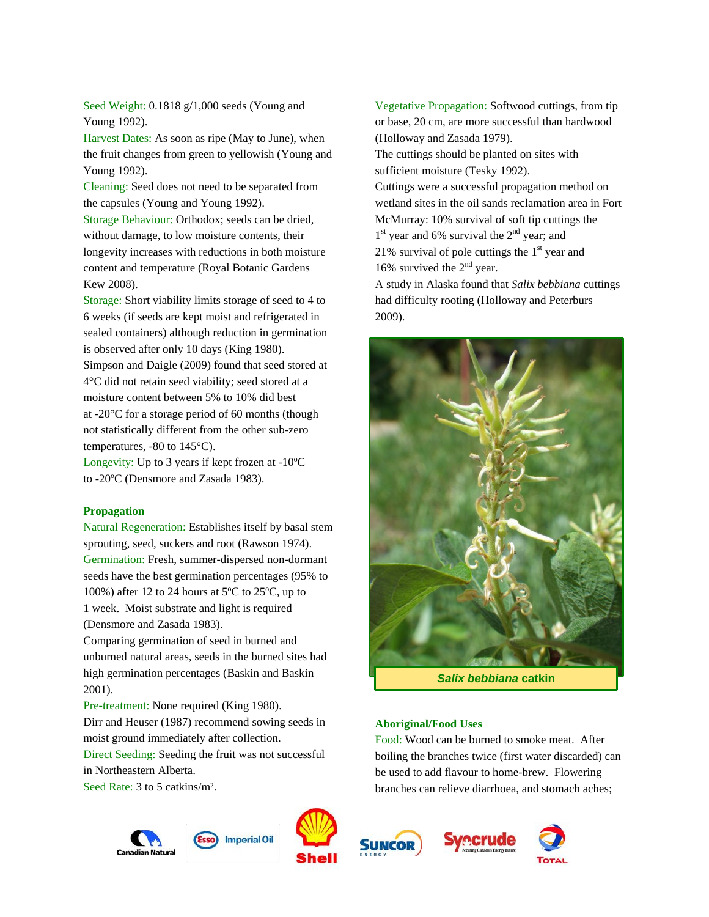Seed Weight: 0.1818 g/1,000 seeds (Young and Young 1992).
Harvest Dates: As soon as ripe (May to June), when the fruit changes from green to yellowish (Young and Young 1992).
Cleaning: Seed does not need to be separated from the capsules (Young and Young 1992).
Storage Behaviour: Orthodox; seeds can be dried, without damage, to low moisture contents, their longevity increases with reductions in both moisture content and temperature (Royal Botanic Gardens Kew 2008).
Storage: Short viability limits storage of seed to 4 to 6 weeks (if seeds are kept moist and refrigerated in sealed containers) although reduction in germination is observed after only 10 days (King 1980).
Simpson and Daigle (2009) found that seed stored at 4°C did not retain seed viability; seed stored at a moisture content between 5% to 10% did best at -20°C for a storage period of 60 months (though not statistically different from the other sub-zero temperatures, -80 to 145°C).
Longevity: Up to 3 years if kept frozen at -10ºC to -20ºC (Densmore and Zasada 1983).

**Propagation**

Natural Regeneration: Establishes itself by basal stem sprouting, seed, suckers and root (Rawson 1974).
Germination: Fresh, summer-dispersed non-dormant seeds have the best germination percentages (95% to 100%) after 12 to 24 hours at 5ºC to 25ºC, up to 1 week. Moist substrate and light is required (Densmore and Zasada 1983).
Comparing germination of seed in burned and unburned natural areas, seeds in the burned sites had high germination percentages (Baskin and Baskin 2001).
Pre-treatment: None required (King 1980).
Dirr and Heuser (1987) recommend sowing seeds in moist ground immediately after collection.
Direct Seeding: Seeding the fruit was not successful in Northeastern Alberta.
Seed Rate: 3 to 5 catkins/m².

Vegetative Propagation: Softwood cuttings, from tip or base, 20 cm, are more successful than hardwood (Holloway and Zasada 1979).
The cuttings should be planted on sites with sufficient moisture (Tesky 1992).
Cuttings were a successful propagation method on wetland sites in the oil sands reclamation area in Fort McMurray: 10% survival of soft tip cuttings the 1st year and 6% survival the 2nd year; and 21% survival of pole cuttings the 1st year and 16% survived the 2nd year.
A study in Alaska found that *Salix bebbiana* cuttings had difficulty rooting (Holloway and Peterburs 2009).

*Salix bebbiana* catkin

**Aboriginal/Food Uses**

Food: Wood can be burned to smoke meat. After boiling the branches twice (first water discarded) can be used to add flavour to home-brew. Flowering branches can relieve diarrhoea, and stomach aches;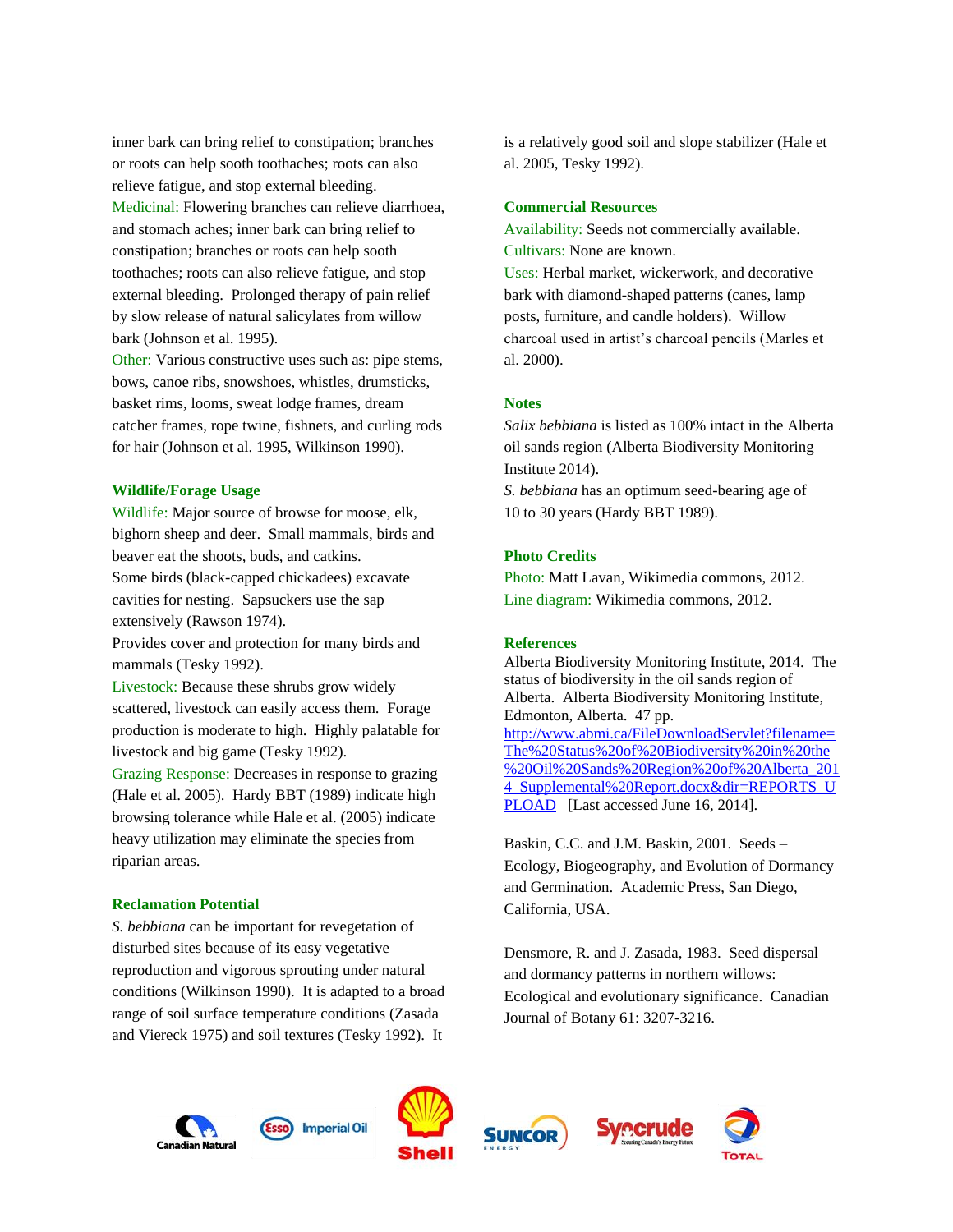inner bark can bring relief to constipation; branches or roots can help sooth toothaches; roots can also relieve fatigue, and stop external bleeding.

Medicinal: Flowering branches can relieve diarrhoea, and stomach aches; inner bark can bring relief to constipation; branches or roots can help sooth toothaches; roots can also relieve fatigue, and stop external bleeding. Prolonged therapy of pain relief by slow release of natural salicylates from willow bark (Johnson et al. 1995).

Other: Various constructive uses such as: pipe stems, bows, canoe ribs, snowshoes, whistles, drumsticks, basket rims, looms, sweat lodge frames, dream catcher frames, rope twine, fishnets, and curling rods for hair (Johnson et al. 1995, Wilkinson 1990).

### Wildlife/Forage Usage

Wildlife: Major source of browse for moose, elk, bighorn sheep and deer. Small mammals, birds and beaver eat the shoots, buds, and catkins.

Some birds (black-capped chickadees) excavate cavities for nesting. Sapsuckers use the sap extensively (Rawson 1974).

Provides cover and protection for many birds and mammals (Tesky 1992).

Livestock: Because these shrubs grow widely scattered, livestock can easily access them. Forage production is moderate to high. Highly palatable for livestock and big game (Tesky 1992).

Grazing Response: Decreases in response to grazing (Hale et al. 2005). Hardy BBT (1989) indicate high browsing tolerance while Hale et al. (2005) indicate heavy utilization may eliminate the species from riparian areas.

### Reclamation Potential

*S. bebbiana* can be important for revegetation of disturbed sites because of its easy vegetative reproduction and vigorous sprouting under natural conditions (Wilkinson 1990). It is adapted to a broad range of soil surface temperature conditions (Zasada and Viereck 1975) and soil textures (Tesky 1992). It is a relatively good soil and slope stabilizer (Hale et al. 2005, Tesky 1992).

### Commercial Resources

Availability: Seeds not commercially available.

Cultivars: None are known.

Uses: Herbal market, wickerwork, and decorative bark with diamond-shaped patterns (canes, lamp posts, furniture, and candle holders). Willow charcoal used in artist's charcoal pencils (Marles et al. 2000).

### Notes

*Salix bebbiana* is listed as 100% intact in the Alberta oil sands region (Alberta Biodiversity Monitoring Institute 2014).

*S. bebbiana* has an optimum seed-bearing age of 10 to 30 years (Hardy BBT 1989).

### Photo Credits

Photo: Matt Lavan, Wikimedia commons, 2012.

Line diagram: Wikimedia commons, 2012.

### References

Alberta Biodiversity Monitoring Institute, 2014. The status of biodiversity in the oil sands region of Alberta. Alberta Biodiversity Monitoring Institute, Edmonton, Alberta. 47 pp. [http://www.abmi.ca/FileDownloadServlet?filename=The%20Status%20of%20Biodiversity%20in%20the%20Oil%20Sands%20Region%20of%20Alberta_2014_Supplemental%20Report.docx&dir=REPORTS_UPLOAD](http://www.abmi.ca/FileDownloadServlet?filename=The%20Status%20of%20Biodiversity%20in%20the%20Oil%20Sands%20Region%20of%20Alberta_2014_Supplemental%20Report.docx&dir=REPORTS_UPLOAD) [Last accessed June 16, 2014].

Baskin, C.C. and J.M. Baskin, 2001. Seeds – Ecology, Biogeography, and Evolution of Dormancy and Germination. Academic Press, San Diego, California, USA.

Densmore, R. and J. Zasada, 1983. Seed dispersal and dormancy patterns in northern willows: Ecological and evolutionary significance. Canadian Journal of Botany 61: 3207-3216.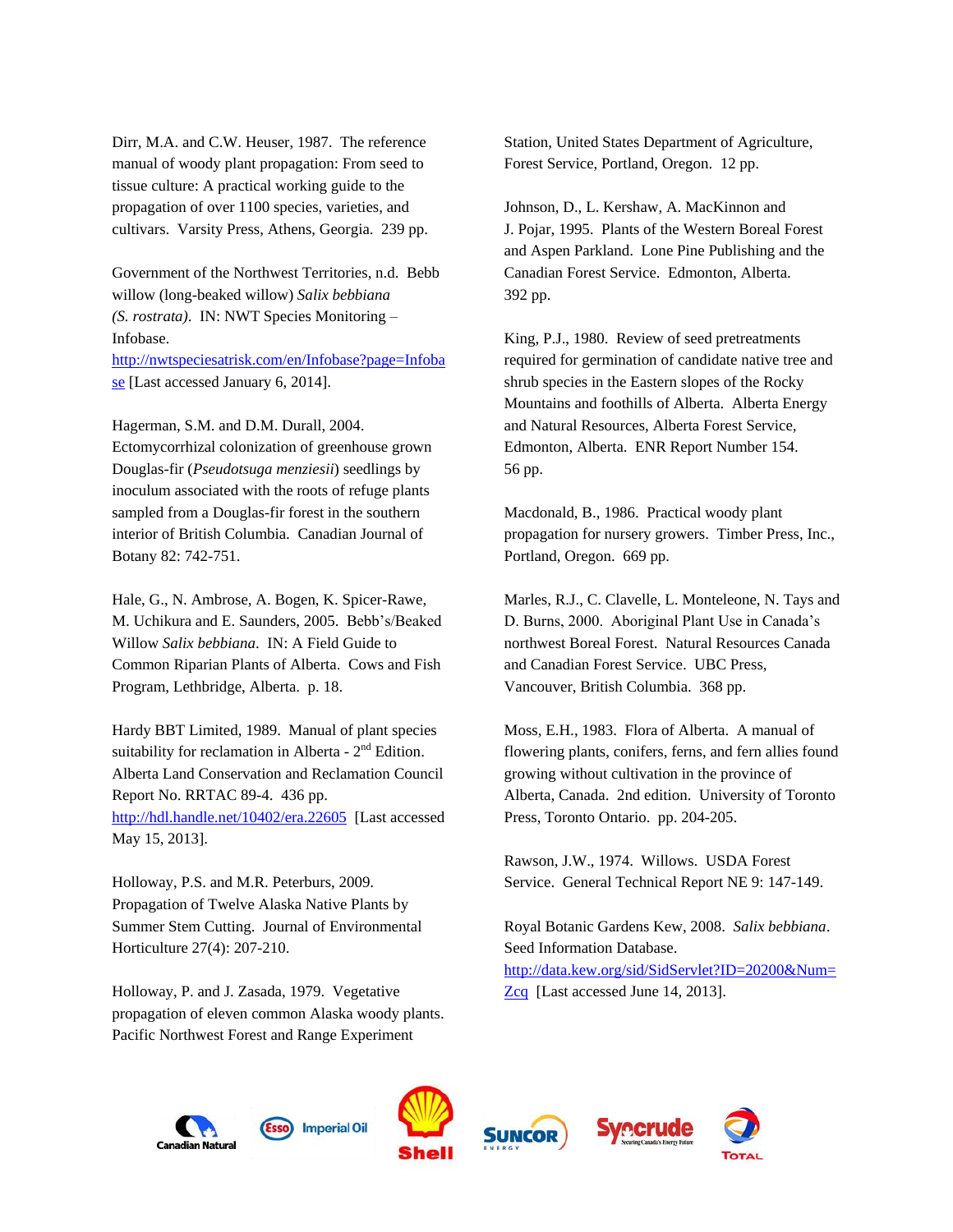Dirr, M.A. and C.W. Heuser, 1987. The reference manual of woody plant propagation: From seed to tissue culture: A practical working guide to the propagation of over 1100 species, varieties, and cultivars. Varsity Press, Athens, Georgia. 239 pp.

Government of the Northwest Territories, n.d. Bebb willow (long-beaked willow) *Salix bebbiana (S. rostrata)*. IN: NWT Species Monitoring – Infobase. http://nwtspeciesatrisk.com/en/Infobase?page=Infobase [Last accessed January 6, 2014].

Hagerman, S.M. and D.M. Durall, 2004. Ectomycorrhizal colonization of greenhouse grown Douglas-fir (*Pseudotsuga menziesii*) seedlings by inoculum associated with the roots of refuge plants sampled from a Douglas-fir forest in the southern interior of British Columbia. Canadian Journal of Botany 82: 742-751.

Hale, G., N. Ambrose, A. Bogen, K. Spicer-Rawe, M. Uchikura and E. Saunders, 2005. Bebb's/Beaked Willow *Salix bebbiana*. IN: A Field Guide to Common Riparian Plants of Alberta. Cows and Fish Program, Lethbridge, Alberta. p. 18.

Hardy BBT Limited, 1989. Manual of plant species suitability for reclamation in Alberta - 2nd Edition. Alberta Land Conservation and Reclamation Council Report No. RRTAC 89-4. 436 pp. http://hdl.handle.net/10402/era.22605 [Last accessed May 15, 2013].

Holloway, P.S. and M.R. Peterburs, 2009. Propagation of Twelve Alaska Native Plants by Summer Stem Cutting. Journal of Environmental Horticulture 27(4): 207-210.

Holloway, P. and J. Zasada, 1979. Vegetative propagation of eleven common Alaska woody plants. Pacific Northwest Forest and Range Experiment Station, United States Department of Agriculture, Forest Service, Portland, Oregon. 12 pp.

Johnson, D., L. Kershaw, A. MacKinnon and J. Pojar, 1995. Plants of the Western Boreal Forest and Aspen Parkland. Lone Pine Publishing and the Canadian Forest Service. Edmonton, Alberta. 392 pp.

King, P.J., 1980. Review of seed pretreatments required for germination of candidate native tree and shrub species in the Eastern slopes of the Rocky Mountains and foothills of Alberta. Alberta Energy and Natural Resources, Alberta Forest Service, Edmonton, Alberta. ENR Report Number 154. 56 pp.

Macdonald, B., 1986. Practical woody plant propagation for nursery growers. Timber Press, Inc., Portland, Oregon. 669 pp.

Marles, R.J., C. Clavelle, L. Monteleone, N. Tays and D. Burns, 2000. Aboriginal Plant Use in Canada's northwest Boreal Forest. Natural Resources Canada and Canadian Forest Service. UBC Press, Vancouver, British Columbia. 368 pp.

Moss, E.H., 1983. Flora of Alberta. A manual of flowering plants, conifers, ferns, and fern allies found growing without cultivation in the province of Alberta, Canada. 2nd edition. University of Toronto Press, Toronto Ontario. pp. 204-205.

Rawson, J.W., 1974. Willows. USDA Forest Service. General Technical Report NE 9: 147-149.

Royal Botanic Gardens Kew, 2008. *Salix bebbiana*. Seed Information Database. http://data.kew.org/sid/SidServlet?ID=20200&Num=Zcq [Last accessed June 14, 2013].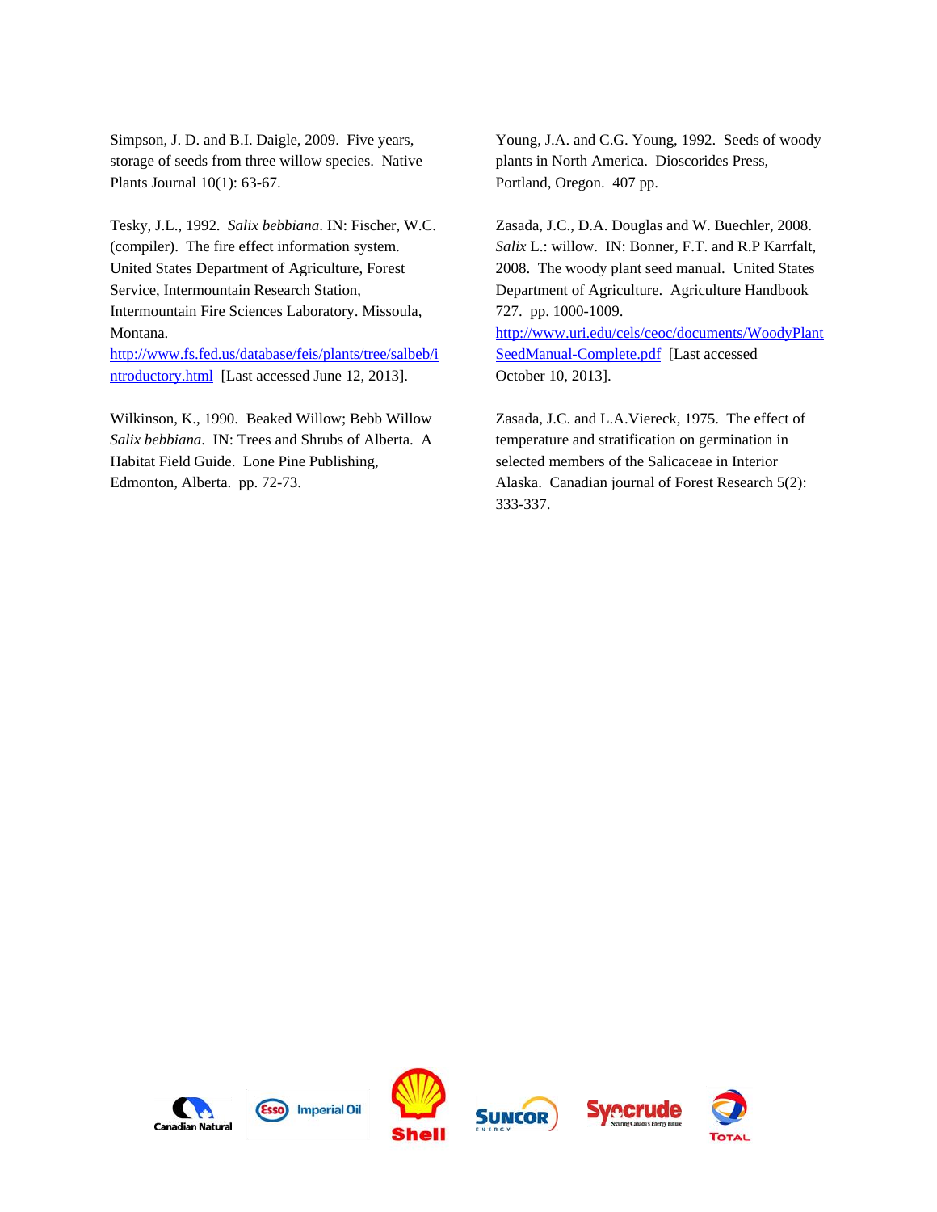Simpson, J. D. and B.I. Daigle, 2009. Five years, storage of seeds from three willow species. Native Plants Journal 10(1): 63-67.

Tesky, J.L., 1992. *Salix bebbiana*. IN: Fischer, W.C. (compiler). The fire effect information system. United States Department of Agriculture, Forest Service, Intermountain Research Station, Intermountain Fire Sciences Laboratory. Missoula, Montana. http://www.fs.fed.us/database/feis/plants/tree/salbeb/introductory.html [Last accessed June 12, 2013].

Wilkinson, K., 1990. Beaked Willow; Bebb Willow *Salix bebbiana*. IN: Trees and Shrubs of Alberta. A Habitat Field Guide. Lone Pine Publishing, Edmonton, Alberta. pp. 72-73.

Young, J.A. and C.G. Young, 1992. Seeds of woody plants in North America. Dioscorides Press, Portland, Oregon. 407 pp.

Zasada, J.C., D.A. Douglas and W. Buechler, 2008. *Salix* L.: willow. IN: Bonner, F.T. and R.P Karrfalt, 2008. The woody plant seed manual. United States Department of Agriculture. Agriculture Handbook 727. pp. 1000-1009. http://www.uri.edu/cels/ceoc/documents/WoodyPlantSeedManual-Complete.pdf [Last accessed October 10, 2013].

Zasada, J.C. and L.A.Viereck, 1975. The effect of temperature and stratification on germination in selected members of the Salicaceae in Interior Alaska. Canadian journal of Forest Research 5(2): 333-337.